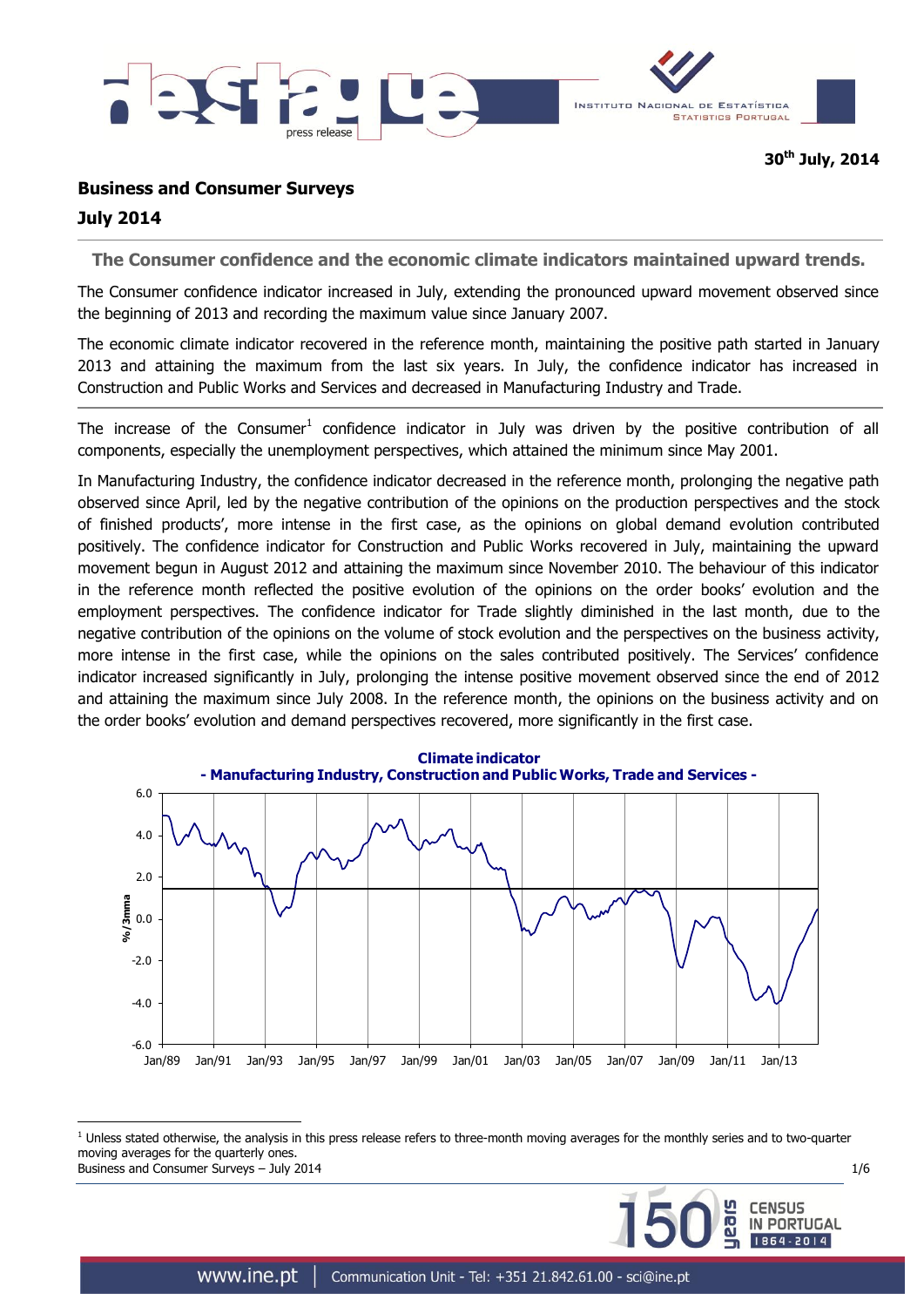30th July, 2014

## Business and Consumer Surveys

## July 2014

### The Consumer confidence and the economic climate indicators maintained upward trends.

The Consumer confidence indicator increased in July, extending the pronounced upward movement observed since the beginning of 2013 and recording the maximum value since January 2007.

The economic climate indicator recovered in the reference month, maintaining the positive path started in January 2013 and attaining the maximum from the last six years. In July, the confidence indicator has increased in Construction and Public Works and Services and decreased in Manufacturing Industry and Trade.

---

The increase of the Consumer[1] confidence indicator in July was driven by the positive contribution of all components, especially the unemployment perspectives, which attained the minimum since May 2001.

In Manufacturing Industry, the confidence indicator decreased in the reference month, prolonging the negative path observed since April, led by the negative contribution of the opinions on the production perspectives and the stock of finished products', more intense in the first case, as the opinions on global demand evolution contributed positively. The confidence indicator for Construction and Public Works recovered in July, maintaining the upward movement begun in August 2012 and attaining the maximum since November 2010. The behaviour of this indicator in the reference month reflected the positive evolution of the opinions on the order books' evolution and the employment perspectives. The confidence indicator for Trade slightly diminished in the last month, due to the negative contribution of the opinions on the volume of stock evolution and the perspectives on the business activity, more intense in the first case, while the opinions on the sales contributed positively. The Services' confidence indicator increased significantly in July, prolonging the intense positive movement observed since the end of 2012 and attaining the maximum since July 2008. In the reference month, the opinions on the business activity and on the order books' evolution and demand perspectives recovered, more significantly in the first case.

**Climate indicator**
**- Manufacturing Industry, Construction and Public Works, Trade and Services -**

---

[1] Unless stated otherwise, the analysis in this press release refers to three-month moving averages for the monthly series and to two-quarter moving averages for the quarterly ones.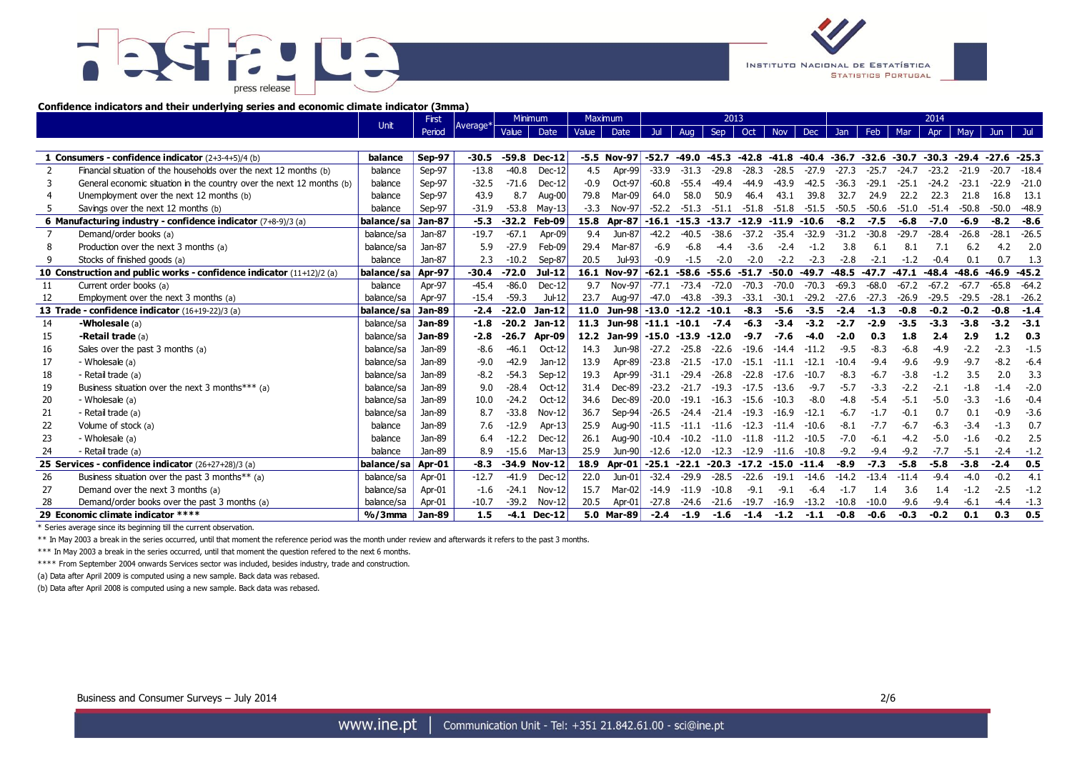**Confidence indicators and their underlying series and economic climate indicator (3mma)**

| | | Unit | First Period | Average* | Minimum | | Maximum | | 2013 | | | | | | 2014 | | | | | | |
|---|---|---|---|---|---|---|---|---|---|---|---|---|---|---|---|---|---|---|---|---|---|
| | | | | | Value | Date | Value | Date | Jul | Aug | Sep | Oct | Nov | Dec | Jan | Feb | Mar | Apr | May | Jun | Jul |
| **1** | **Consumers - confidence indicator** (2+3-4+5)/4 (b) | **balance** | **Sep-97** | **-30.5** | **-59.8** | **Dec-12** | **-5.5** | **Nov-97** | **-52.7** | **-49.0** | **-45.3** | **-42.8** | **-41.8** | **-40.4** | **-36.7** | **-32.6** | **-30.7** | **-30.3** | **-29.4** | **-27.6** | **-25.3** |
| 2 | Financial situation of the households over the next 12 months (b) | balance | Sep-97 | -13.8 | -40.8 | Dec-12 | 4.5 | Apr-99 | -33.9 | -31.3 | -29.8 | -28.3 | -28.5 | -27.9 | -27.3 | -25.7 | -24.7 | -23.2 | -21.9 | -20.7 | -18.4 |
| 3 | General economic situation in the country over the next 12 months (b) | balance | Sep-97 | -32.5 | -71.6 | Dec-12 | -0.9 | Oct-97 | -60.8 | -55.4 | -49.4 | -44.9 | -43.9 | -42.5 | -36.3 | -29.1 | -25.1 | -24.2 | -23.1 | -22.9 | -21.0 |
| 4 | Unemployment over the next 12 months (b) | balance | Sep-97 | 43.9 | 8.7 | Aug-00 | 79.8 | Mar-09 | 64.0 | 58.0 | 50.9 | 46.4 | 43.1 | 39.8 | 32.7 | 24.9 | 22.2 | 22.3 | 21.8 | 16.8 | 13.1 |
| 5 | Savings over the next 12 months (b) | balance | Sep-97 | -31.9 | -53.8 | May-13 | -3.3 | Nov-97 | -52.2 | -51.3 | -51.1 | -51.8 | -51.8 | -51.5 | -50.5 | -50.6 | -51.0 | -51.4 | -50.8 | -50.0 | -48.9 |
| **6** | **Manufacturing industry - confidence indicator** (7+8-9)/3 (a) | **balance/sa** | **Jan-87** | **-5.3** | **-32.2** | **Feb-09** | **15.8** | **Apr-87** | **-16.1** | **-15.3** | **-13.7** | **-12.9** | **-11.9** | **-10.6** | **-8.2** | **-7.5** | **-6.8** | **-7.0** | **-6.9** | **-8.2** | **-8.6** |
| 7 | Demand/order books (a) | balance/sa | Jan-87 | -19.7 | -67.1 | Apr-09 | 9.4 | Jun-87 | -42.2 | -40.5 | -38.6 | -37.2 | -35.4 | -32.9 | -31.2 | -30.8 | -29.7 | -28.4 | -26.8 | -28.1 | -26.5 |
| 8 | Production over the next 3 months (a) | balance/sa | Jan-87 | 5.9 | -27.9 | Feb-09 | 29.4 | Mar-87 | -6.9 | -6.8 | -4.4 | -3.6 | -2.4 | -1.2 | 3.8 | 6.1 | 8.1 | 7.1 | 6.2 | 4.2 | 2.0 |
| 9 | Stocks of finished goods (a) | balance | Jan-87 | 2.3 | -10.2 | Sep-87 | 20.5 | Jul-93 | -0.9 | -1.5 | -2.0 | -2.0 | -2.2 | -2.3 | -2.8 | -2.1 | -1.2 | -0.4 | 0.1 | 0.7 | 1.3 |
| **10** | **Construction and public works - confidence indicator** (11+12)/2 (a) | **balance/sa** | **Apr-97** | **-30.4** | **-72.0** | **Jul-12** | **16.1** | **Nov-97** | **-62.1** | **-58.6** | **-55.6** | **-51.7** | **-50.0** | **-49.7** | **-48.5** | **-47.7** | **-47.1** | **-48.4** | **-48.6** | **-46.9** | **-45.2** |
| 11 | Current order books (a) | balance | Apr-97 | -45.4 | -86.0 | Dec-12 | 9.7 | Nov-97 | -77.1 | -73.4 | -72.0 | -70.3 | -70.0 | -70.3 | -69.3 | -68.0 | -67.2 | -67.2 | -67.7 | -65.8 | -64.2 |
| 12 | Employment over the next 3 months (a) | balance/sa | Apr-97 | -15.4 | -59.3 | Jul-12 | 23.7 | Aug-97 | -47.0 | -43.8 | -39.3 | -33.1 | -30.1 | -29.2 | -27.6 | -27.3 | -26.9 | -29.5 | -29.5 | -28.1 | -26.2 |
| **13** | **Trade - confidence indicator** (16+19-22)/3 (a) | **balance/sa** | **Jan-89** | **-2.4** | **-22.0** | **Jan-12** | **11.0** | **Jun-98** | **-13.0** | **-12.2** | **-10.1** | **-8.3** | **-5.6** | **-3.5** | **-2.4** | **-1.3** | **-0.8** | **-0.2** | **-0.2** | **-0.8** | **-1.4** |
| 14 | **-Wholesale** (a) | balance/sa | **Jan-89** | **-1.8** | **-20.2** | **Jan-12** | **11.3** | **Jun-98** | **-11.1** | **-10.1** | **-7.4** | **-6.3** | **-3.4** | **-3.2** | **-2.7** | **-2.9** | **-3.5** | **-3.3** | **-3.8** | **-3.2** | **-3.1** |
| 15 | **-Retail trade** (a) | balance/sa | **Jan-89** | **-2.8** | **-26.7** | **Apr-09** | **12.2** | **Jan-99** | **-15.0** | **-13.9** | **-12.0** | **-9.7** | **-7.6** | **-4.0** | **-2.0** | **0.3** | **1.8** | **2.4** | **2.9** | **1.2** | **0.3** |
| 16 | Sales over the past 3 months (a) | balance/sa | Jan-89 | -8.6 | -46.1 | Oct-12 | 14.3 | Jun-98 | -27.2 | -25.8 | -22.6 | -19.6 | -14.4 | -11.2 | -9.5 | -8.3 | -6.8 | -4.9 | -2.2 | -2.3 | -1.5 |
| 17 | - Wholesale (a) | balance/sa | Jan-89 | -9.0 | -42.9 | Jan-12 | 13.9 | Apr-89 | -23.8 | -21.5 | -17.0 | -15.1 | -11.1 | -12.1 | -10.4 | -9.4 | -9.6 | -9.9 | -9.7 | -8.2 | -6.4 |
| 18 | - Retail trade (a) | balance/sa | Jan-89 | -8.2 | -54.3 | Sep-12 | 19.3 | Apr-99 | -31.1 | -29.4 | -26.8 | -22.8 | -17.6 | -10.7 | -8.3 | -6.7 | -3.8 | -1.2 | 3.5 | 2.0 | 3.3 |
| 19 | Business situation over the next 3 months*** (a) | balance/sa | Jan-89 | 9.0 | -28.4 | Oct-12 | 31.4 | Dec-89 | -23.2 | -21.7 | -19.3 | -17.5 | -13.6 | -9.7 | -5.7 | -3.3 | -2.2 | -2.1 | -1.8 | -1.4 | -2.0 |
| 20 | - Wholesale (a) | balance/sa | Jan-89 | 10.0 | -24.2 | Oct-12 | 34.6 | Dec-89 | -20.0 | -19.1 | -16.3 | -15.6 | -10.3 | -8.0 | -4.8 | -5.4 | -5.1 | -5.0 | -3.3 | -1.6 | -0.4 |
| 21 | - Retail trade (a) | balance/sa | Jan-89 | 8.7 | -33.8 | Nov-12 | 36.7 | Sep-94 | -26.5 | -24.4 | -21.4 | -19.3 | -16.9 | -12.1 | -6.7 | -1.7 | -0.1 | 0.7 | 0.1 | -0.9 | -3.6 |
| 22 | Volume of stock (a) | balance | Jan-89 | 7.6 | -12.9 | Apr-13 | 25.9 | Aug-90 | -11.5 | -11.1 | -11.6 | -12.3 | -11.4 | -10.6 | -8.1 | -7.7 | -6.7 | -6.3 | -3.4 | -1.3 | 0.7 |
| 23 | - Wholesale (a) | balance | Jan-89 | 6.4 | -12.2 | Dec-12 | 26.1 | Aug-90 | -10.4 | -10.2 | -11.0 | -11.8 | -11.2 | -10.5 | -7.0 | -6.1 | -4.2 | -5.0 | -1.6 | -0.2 | 2.5 |
| 24 | - Retail trade (a) | balance | Jan-89 | 8.9 | -15.6 | Mar-13 | 25.9 | Jun-90 | -12.6 | -12.0 | -12.3 | -12.9 | -11.6 | -10.8 | -9.2 | -9.4 | -9.2 | -7.7 | -5.1 | -2.4 | -1.2 |
| **25** | **Services - confidence indicator** (26+27+28)/3 (a) | **balance/sa** | **Apr-01** | **-8.3** | **-34.9** | **Nov-12** | **18.9** | **Apr-01** | **-25.1** | **-22.1** | **-20.3** | **-17.2** | **-15.0** | **-11.4** | **-8.9** | **-7.3** | **-5.8** | **-5.8** | **-3.8** | **-2.4** | **0.5** |
| 26 | Business situation over the past 3 months** (a) | balance/sa | Apr-01 | -12.7 | -41.9 | Dec-12 | 22.0 | Jun-01 | -32.4 | -29.9 | -28.5 | -22.6 | -19.1 | -14.6 | -14.2 | -13.4 | -11.4 | -9.4 | -4.0 | -0.2 | 4.1 |
| 27 | Demand over the next 3 months (a) | balance/sa | Apr-01 | -1.6 | -24.1 | Nov-12 | 15.7 | Mar-02 | -14.9 | -11.9 | -10.8 | -9.1 | -9.1 | -6.4 | -1.7 | 1.4 | 3.6 | 1.4 | -1.2 | -2.5 | -1.2 |
| 28 | Demand/order books over the past 3 months (a) | balance/sa | Apr-01 | -10.7 | -39.2 | Nov-12 | 20.5 | Apr-01 | -27.8 | -24.6 | -21.6 | -19.7 | -16.9 | -13.2 | -10.8 | -10.0 | -9.6 | -9.4 | -6.1 | -4.4 | -1.3 |
| **29** | **Economic climate indicator \*\*\*\*** | **%/3mma** | **Jan-89** | **1.5** | **-4.1** | **Dec-12** | **5.0** | **Mar-89** | **-2.4** | **-1.9** | **-1.6** | **-1.4** | **-1.2** | **-1.1** | **-0.8** | **-0.6** | **-0.3** | **-0.2** | **0.1** | **0.3** | **0.5** |

\* Series average since its beginning till the current observation.

\** In May 2003 a break in the series occurred, until that moment the reference period was the month under review and afterwards it refers to the past 3 months.

\*** In May 2003 a break in the series occurred, until that moment the question refered to the next 6 months.

\**** From September 2004 onwards Services sector was included, besides industry, trade and construction.

(a) Data after April 2009 is computed using a new sample. Back data was rebased.

(b) Data after April 2008 is computed using a new sample. Back data was rebased.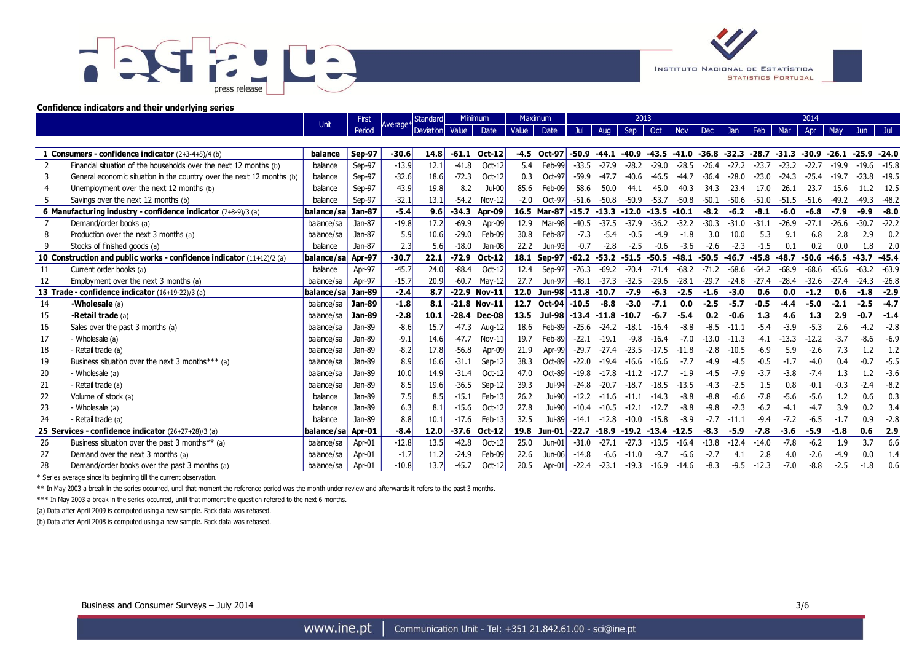**Confidence indicators and their underlying series**

| | | Unit | First Period | Average* | Standard Deviation | Minimum | | Maximum | | 2013 | | | | | | 2014 | | | | | | |
|---|---|---|---|---|---|---|---|---|---|---|---|---|---|---|---|---|---|---|---|---|---|---|
| | | | | | | Value | Date | Value | Date | Jul | Aug | Sep | Oct | Nov | Dec | Jan | Feb | Mar | Apr | May | Jun | Jul |
| **1** | **Consumers - confidence indicator** (2+3-4+5)/4 (b) | **balance** | **Sep-97** | **-30.6** | **14.8** | **-61.1** | **Oct-12** | **-4.5** | **Oct-97** | **-50.9** | **-44.1** | **-40.9** | **-43.5** | **-41.0** | **-36.8** | **-32.3** | **-28.7** | **-31.3** | **-30.9** | **-26.1** | **-25.9** | **-24.0** |
| 2 | Financial situation of the households over the next 12 months (b) | balance | Sep-97 | -13.9 | 12.1 | -41.8 | Oct-12 | 5.4 | Feb-99 | -33.5 | -27.9 | -28.2 | -29.0 | -28.5 | -26.4 | -27.2 | -23.7 | -23.2 | -22.7 | -19.9 | -19.6 | -15.8 |
| 3 | General economic situation in the country over the next 12 months (b) | balance | Sep-97 | -32.6 | 18.6 | -72.3 | Oct-12 | 0.3 | Oct-97 | -59.9 | -47.7 | -40.6 | -46.5 | -44.7 | -36.4 | -28.0 | -23.0 | -24.3 | -25.4 | -19.7 | -23.8 | -19.5 |
| 4 | Unemployment over the next 12 months (b) | balance | Sep-97 | 43.9 | 19.8 | 8.2 | Jul-00 | 85.6 | Feb-09 | 58.6 | 50.0 | 44.1 | 45.0 | 40.3 | 34.3 | 23.4 | 17.0 | 26.1 | 23.7 | 15.6 | 11.2 | 12.5 |
| 5 | Savings over the next 12 months (b) | balance | Sep-97 | -32.1 | 13.1 | -54.2 | Nov-12 | -2.0 | Oct-97 | -51.6 | -50.8 | -50.9 | -53.7 | -50.8 | -50.1 | -50.6 | -51.0 | -51.5 | -51.6 | -49.2 | -49.3 | -48.2 |
| **6** | **Manufacturing industry - confidence indicator** (7+8-9)/3 (a) | **balance/sa** | **Jan-87** | **-5.4** | **9.6** | **-34.3** | **Apr-09** | **16.5** | **Mar-87** | **-15.7** | **-13.3** | **-12.0** | **-13.5** | **-10.1** | **-8.2** | **-6.2** | **-8.1** | **-6.0** | **-6.8** | **-7.9** | **-9.9** | **-8.0** |
| 7 | Demand/order books (a) | balance/sa | Jan-87 | -19.8 | 17.2 | -69.9 | Apr-09 | 12.9 | Mar-98 | -40.5 | -37.5 | -37.9 | -36.2 | -32.2 | -30.3 | -31.0 | -31.1 | -26.9 | -27.1 | -26.6 | -30.7 | -22.2 |
| 8 | Production over the next 3 months (a) | balance/sa | Jan-87 | 5.9 | 10.6 | -29.0 | Feb-09 | 30.8 | Feb-87 | -7.3 | -5.4 | -0.5 | -4.9 | -1.8 | 3.0 | 10.0 | 5.3 | 9.1 | 6.8 | 2.8 | 2.9 | 0.2 |
| 9 | Stocks of finished goods (a) | balance | Jan-87 | 2.3 | 5.6 | -18.0 | Jan-08 | 22.2 | Jun-93 | -0.7 | -2.8 | -2.5 | -0.6 | -3.6 | -2.6 | -2.3 | -1.5 | 0.1 | 0.2 | 0.0 | 1.8 | 2.0 |
| **10** | **Construction and public works - confidence indicator** (11+12)/2 (a) | **balance/sa** | **Apr-97** | **-30.7** | **22.1** | **-72.9** | **Oct-12** | **18.1** | **Sep-97** | **-62.2** | **-53.2** | **-51.5** | **-50.5** | **-48.1** | **-50.5** | **-46.7** | **-45.8** | **-48.7** | **-50.6** | **-46.5** | **-43.7** | **-45.4** |
| 11 | Current order books (a) | balance | Apr-97 | -45.7 | 24.0 | -88.4 | Oct-12 | 12.4 | Sep-97 | -76.3 | -69.2 | -70.4 | -71.4 | -68.2 | -71.2 | -68.6 | -64.2 | -68.9 | -68.6 | -65.6 | -63.2 | -63.9 |
| 12 | Employment over the next 3 months (a) | balance/sa | Apr-97 | -15.7 | 20.9 | -60.7 | May-12 | 27.7 | Jun-97 | -48.1 | -37.3 | -32.5 | -29.6 | -28.1 | -29.7 | -24.8 | -27.4 | -28.4 | -32.6 | -27.4 | -24.3 | -26.8 |
| **13** | **Trade - confidence indicator** (16+19-22)/3 (a) | **balance/sa** | **Jan-89** | **-2.4** | **8.7** | **-22.9** | **Nov-11** | **12.0** | **Jun-98** | **-11.8** | **-10.7** | **-7.9** | **-6.3** | **-2.5** | **-1.6** | **-3.0** | **0.6** | **0.0** | **-1.2** | **0.6** | **-1.8** | **-2.9** |
| 14 | **-Wholesale** (a) | balance/sa | **Jan-89** | **-1.8** | **8.1** | **-21.8** | **Nov-11** | **12.7** | **Oct-94** | **-10.5** | **-8.8** | **-3.0** | **-7.1** | **0.0** | **-2.5** | **-5.7** | **-0.5** | **-4.4** | **-5.0** | **-2.1** | **-2.5** | **-4.7** |
| 15 | **-Retail trade** (a) | balance/sa | **Jan-89** | **-2.8** | **10.1** | **-28.4** | **Dec-08** | **13.5** | **Jul-98** | **-13.4** | **-11.8** | **-10.7** | **-6.7** | **-5.4** | **0.2** | **-0.6** | **1.3** | **4.6** | **1.3** | **2.9** | **-0.7** | **-1.4** |
| 16 | Sales over the past 3 months (a) | balance/sa | Jan-89 | -8.6 | 15.7 | -47.3 | Aug-12 | 18.6 | Feb-89 | -25.6 | -24.2 | -18.1 | -16.4 | -8.8 | -8.5 | -11.1 | -5.4 | -3.9 | -5.3 | 2.6 | -4.2 | -2.8 |
| 17 | - Wholesale (a) | balance/sa | Jan-89 | -9.1 | 14.6 | -47.7 | Nov-11 | 19.7 | Feb-89 | -22.1 | -19.1 | -9.8 | -16.4 | -7.0 | -13.0 | -11.3 | -4.1 | -13.3 | -12.2 | -3.7 | -8.6 | -6.9 |
| 18 | - Retail trade (a) | balance/sa | Jan-89 | -8.2 | 17.8 | -56.8 | Apr-09 | 21.9 | Apr-99 | -29.7 | -27.4 | -23.5 | -17.5 | -11.8 | -2.8 | -10.5 | -6.9 | 5.9 | -2.6 | 7.3 | 1.2 | 1.2 |
| 19 | Business situation over the next 3 months*** (a) | balance/sa | Jan-89 | 8.9 | 16.6 | -31.1 | Sep-12 | 38.3 | Oct-89 | -22.0 | -19.4 | -16.6 | -16.6 | -7.7 | -4.9 | -4.5 | -0.5 | -1.7 | -4.0 | 0.4 | -0.7 | -5.5 |
| 20 | - Wholesale (a) | balance/sa | Jan-89 | 10.0 | 14.9 | -31.4 | Oct-12 | 47.0 | Oct-89 | -19.8 | -17.8 | -11.2 | -17.7 | -1.9 | -4.5 | -7.9 | -3.7 | -3.8 | -7.4 | 1.3 | 1.2 | -3.6 |
| 21 | - Retail trade (a) | balance/sa | Jan-89 | 8.5 | 19.6 | -36.5 | Sep-12 | 39.3 | Jul-94 | -24.8 | -20.7 | -18.7 | -18.5 | -13.5 | -4.3 | -2.5 | 1.5 | 0.8 | -0.1 | -0.3 | -2.4 | -8.2 |
| 22 | Volume of stock (a) | balance | Jan-89 | 7.5 | 8.5 | -15.1 | Feb-13 | 26.2 | Jul-90 | -12.2 | -11.6 | -11.1 | -14.3 | -8.8 | -8.8 | -6.6 | -7.8 | -5.6 | -5.6 | 1.2 | 0.6 | 0.3 |
| 23 | - Wholesale (a) | balance | Jan-89 | 6.3 | 8.1 | -15.6 | Oct-12 | 27.8 | Jul-90 | -10.4 | -10.5 | -12.1 | -12.7 | -8.8 | -9.8 | -2.3 | -6.2 | -4.1 | -4.7 | 3.9 | 0.2 | 3.4 |
| 24 | - Retail trade (a) | balance | Jan-89 | 8.8 | 10.1 | -17.6 | Feb-13 | 32.5 | Jul-89 | -14.1 | -12.8 | -10.0 | -15.8 | -8.9 | -7.7 | -11.1 | -9.4 | -7.2 | -6.5 | -1.7 | 0.9 | -2.8 |
| **25** | **Services - confidence indicator** (26+27+28)/3 (a) | **balance/sa** | **Apr-01** | **-8.4** | **12.0** | **-37.6** | **Oct-12** | **19.8** | **Jun-01** | **-22.7** | **-18.9** | **-19.2** | **-13.4** | **-12.5** | **-8.3** | **-5.9** | **-7.8** | **-3.6** | **-5.9** | **-1.8** | **0.6** | **2.9** |
| 26 | Business situation over the past 3 months** (a) | balance/sa | Apr-01 | -12.8 | 13.5 | -42.8 | Oct-12 | 25.0 | Jun-01 | -31.0 | -27.1 | -27.3 | -13.5 | -16.4 | -13.8 | -12.4 | -14.0 | -7.8 | -6.2 | 1.9 | 3.7 | 6.6 |
| 27 | Demand over the next 3 months (a) | balance/sa | Apr-01 | -1.7 | 11.2 | -24.9 | Feb-09 | 22.6 | Jun-06 | -14.8 | -6.6 | -11.0 | -9.7 | -6.6 | -2.7 | 4.1 | 2.8 | 4.0 | -2.6 | -4.9 | 0.0 | 1.4 |
| 28 | Demand/order books over the past 3 months (a) | balance/sa | Apr-01 | -10.8 | 13.7 | -45.7 | Oct-12 | 20.5 | Apr-01 | -22.4 | -23.1 | -19.3 | -16.9 | -14.6 | -8.3 | -9.5 | -12.3 | -7.0 | -8.8 | -2.5 | -1.8 | 0.6 |

* Series average since its beginning till the current observation.

** In May 2003 a break in the series occurred, until that moment the reference period was the month under review and afterwards it refers to the past 3 months.

*** In May 2003 a break in the series occurred, until that moment the question refered to the next 6 months.

(a) Data after April 2009 is computed using a new sample. Back data was rebased.

(b) Data after April 2008 is computed using a new sample. Back data was rebased.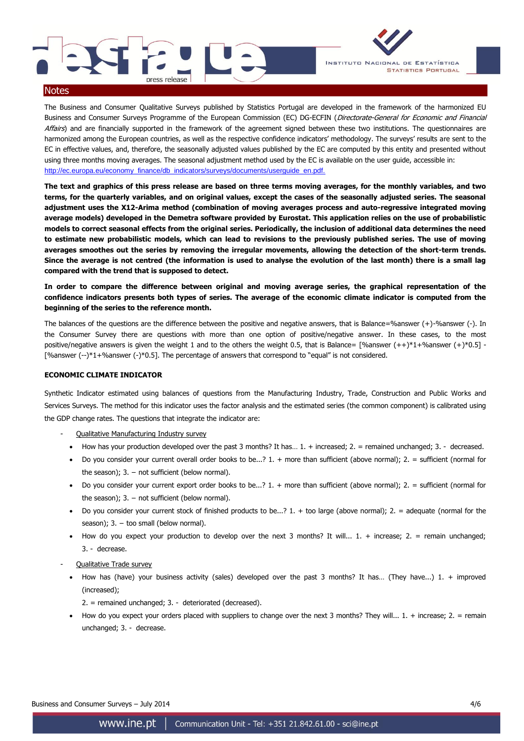## Notes

The Business and Consumer Qualitative Surveys published by Statistics Portugal are developed in the framework of the harmonized EU Business and Consumer Surveys Programme of the European Commission (EC) DG-ECFIN (*Directorate-General for Economic and Financial Affairs*) and are financially supported in the framework of the agreement signed between these two institutions. The questionnaires are harmonized among the European countries, as well as the respective confidence indicators' methodology. The surveys' results are sent to the EC in effective values, and, therefore, the seasonally adjusted values published by the EC are computed by this entity and presented without using three months moving averages. The seasonal adjustment method used by the EC is available on the user guide, accessible in: http://ec.europa.eu/economy_finance/db_indicators/surveys/documents/userguide_en.pdf.

**The text and graphics of this press release are based on three terms moving averages, for the monthly variables, and two terms, for the quarterly variables, and on original values, except the cases of the seasonally adjusted series. The seasonal adjustment uses the X12-Arima method (combination of moving averages process and auto-regressive integrated moving average models) developed in the Demetra software provided by Eurostat. This application relies on the use of probabilistic models to correct seasonal effects from the original series. Periodically, the inclusion of additional data determines the need to estimate new probabilistic models, which can lead to revisions to the previously published series. The use of moving averages smoothes out the series by removing the irregular movements, allowing the detection of the short-term trends. Since the average is not centred (the information is used to analyse the evolution of the last month) there is a small lag compared with the trend that is supposed to detect.**

**In order to compare the difference between original and moving average series, the graphical representation of the confidence indicators presents both types of series. The average of the economic climate indicator is computed from the beginning of the series to the reference month.**

The balances of the questions are the difference between the positive and negative answers, that is Balance=%answer (+)-%answer (-). In the Consumer Survey there are questions with more than one option of positive/negative answer. In these cases, to the most positive/negative answers is given the weight 1 and to the others the weight 0.5, that is Balance= [%answer (++)*1+%answer (+)*0.5] - [%answer (--)*1+%answer (-)*0.5]. The percentage of answers that correspond to "equal" is not considered.

**ECONOMIC CLIMATE INDICATOR**

Synthetic Indicator estimated using balances of questions from the Manufacturing Industry, Trade, Construction and Public Works and Services Surveys. The method for this indicator uses the factor analysis and the estimated series (the common component) is calibrated using the GDP change rates. The questions that integrate the indicator are:

- Qualitative Manufacturing Industry survey
  - How has your production developed over the past 3 months? It has… 1. + increased; 2. = remained unchanged; 3. - decreased.
  - Do you consider your current overall order books to be...? 1. + more than sufficient (above normal); 2. = sufficient (normal for the season); 3. – not sufficient (below normal).
  - Do you consider your current export order books to be...? 1. + more than sufficient (above normal); 2. = sufficient (normal for the season); 3. – not sufficient (below normal).
  - Do you consider your current stock of finished products to be...? 1. + too large (above normal); 2. = adequate (normal for the season); 3. – too small (below normal).
  - How do you expect your production to develop over the next 3 months? It will... 1. + increase; 2. = remain unchanged; 3. - decrease.
- Qualitative Trade survey
  - How has (have) your business activity (sales) developed over the past 3 months? It has… (They have...) 1. + improved (increased);
    2. = remained unchanged; 3. - deteriorated (decreased).
  - How do you expect your orders placed with suppliers to change over the next 3 months? They will... 1. + increase; 2. = remain unchanged; 3. - decrease.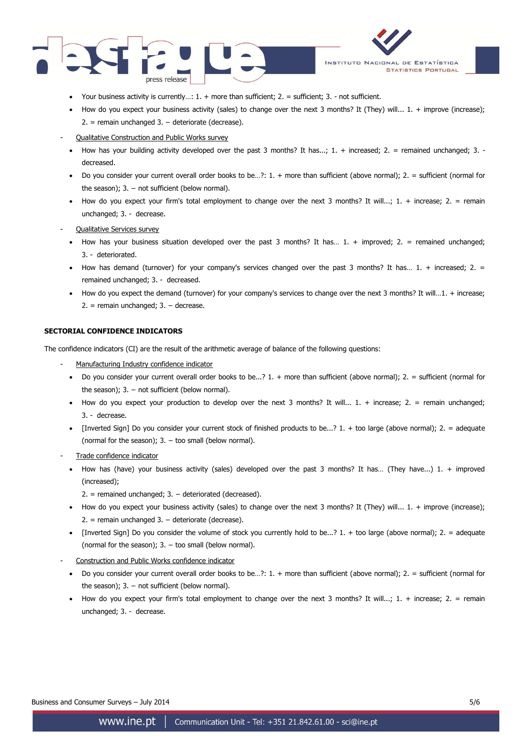- Your business activity is currently…: 1. + more than sufficient; 2. = sufficient; 3. - not sufficient.
- How do you expect your business activity (sales) to change over the next 3 months? It (They) will... 1. + improve (increase); 2. = remain unchanged 3. – deteriorate (decrease).

- <u>Qualitative Construction and Public Works survey</u>
  - How has your building activity developed over the past 3 months? It has...; 1. + increased; 2. = remained unchanged; 3. - decreased.
  - Do you consider your current overall order books to be…?: 1. + more than sufficient (above normal); 2. = sufficient (normal for the season); 3. – not sufficient (below normal).
  - How do you expect your firm's total employment to change over the next 3 months? It will...; 1. + increase; 2. = remain unchanged; 3. - decrease.
- <u>Qualitative Services survey</u>
  - How has your business situation developed over the past 3 months? It has… 1. + improved; 2. = remained unchanged; 3. - deteriorated.
  - How has demand (turnover) for your company's services changed over the past 3 months? It has… 1. + increased; 2. = remained unchanged; 3. - decreased.
  - How do you expect the demand (turnover) for your company's services to change over the next 3 months? It will…1. + increase; 2. = remain unchanged; 3. – decrease.

**SECTORIAL CONFIDENCE INDICATORS**

The confidence indicators (CI) are the result of the arithmetic average of balance of the following questions:

- <u>Manufacturing Industry confidence indicator</u>
  - Do you consider your current overall order books to be...? 1. + more than sufficient (above normal); 2. = sufficient (normal for the season); 3. – not sufficient (below normal).
  - How do you expect your production to develop over the next 3 months? It will... 1. + increase; 2. = remain unchanged; 3. - decrease.
  - [Inverted Sign] Do you consider your current stock of finished products to be...? 1. + too large (above normal); 2. = adequate (normal for the season); 3. – too small (below normal).
- <u>Trade confidence indicator</u>
  - How has (have) your business activity (sales) developed over the past 3 months? It has… (They have...) 1. + improved (increased);
    2. = remained unchanged; 3. – deteriorated (decreased).
  - How do you expect your business activity (sales) to change over the next 3 months? It (They) will... 1. + improve (increase); 2. = remain unchanged 3. – deteriorate (decrease).
  - [Inverted Sign] Do you consider the volume of stock you currently hold to be...? 1. + too large (above normal); 2. = adequate (normal for the season); 3. – too small (below normal).
- <u>Construction and Public Works confidence indicator</u>
  - Do you consider your current overall order books to be…?: 1. + more than sufficient (above normal); 2. = sufficient (normal for the season); 3. – not sufficient (below normal).
  - How do you expect your firm's total employment to change over the next 3 months? It will...; 1. + increase; 2. = remain unchanged; 3. - decrease.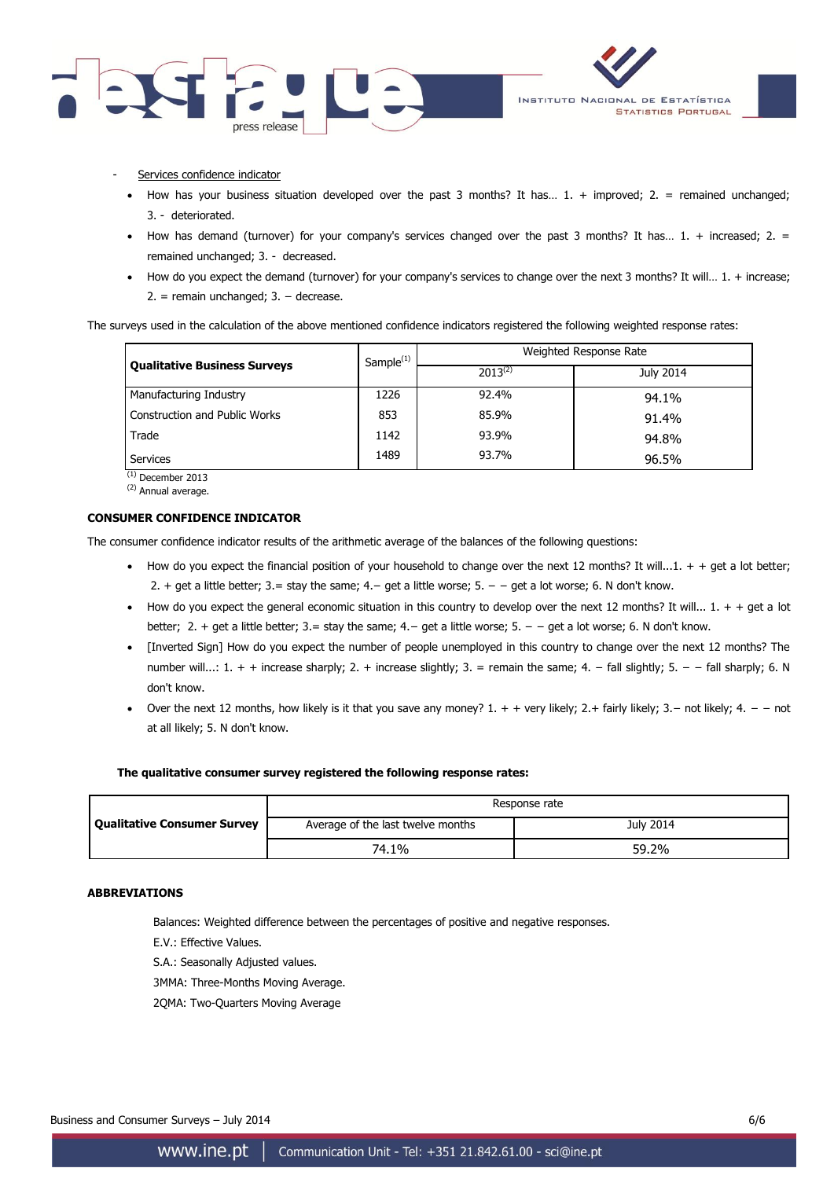- Services confidence indicator
  - How has your business situation developed over the past 3 months? It has… 1. + improved; 2. = remained unchanged; 3. - deteriorated.
  - How has demand (turnover) for your company's services changed over the past 3 months? It has… 1. + increased; 2. = remained unchanged; 3. - decreased.
  - How do you expect the demand (turnover) for your company's services to change over the next 3 months? It will… 1. + increase; 2. = remain unchanged; 3. – decrease.

The surveys used in the calculation of the above mentioned confidence indicators registered the following weighted response rates:

| Qualitative Business Surveys | Sample[1] | Weighted Response Rate | |
|---|---|---|---|
| | | 2013[2] | July 2014 |
| Manufacturing Industry | 1226 | 92.4% | 94.1% |
| Construction and Public Works | 853 | 85.9% | 91.4% |
| Trade | 1142 | 93.9% | 94.8% |
| Services | 1489 | 93.7% | 96.5% |

[1] December 2013
[2] Annual average.

**CONSUMER CONFIDENCE INDICATOR**

The consumer confidence indicator results of the arithmetic average of the balances of the following questions:

- How do you expect the financial position of your household to change over the next 12 months? It will...1. + + get a lot better; 2. + get a little better; 3.= stay the same; 4.– get a little worse; 5. – – get a lot worse; 6. N don't know.
- How do you expect the general economic situation in this country to develop over the next 12 months? It will... 1. + + get a lot better; 2. + get a little better; 3.= stay the same; 4.– get a little worse; 5. – – get a lot worse; 6. N don't know.
- [Inverted Sign] How do you expect the number of people unemployed in this country to change over the next 12 months? The number will...: 1. + + increase sharply; 2. + increase slightly; 3. = remain the same; 4. – fall slightly; 5. – – fall sharply; 6. N don't know.
- Over the next 12 months, how likely is it that you save any money? 1. + + very likely; 2.+ fairly likely; 3.– not likely; 4. – – not at all likely; 5. N don't know.

**The qualitative consumer survey registered the following response rates:**

| Qualitative Consumer Survey | Response rate | |
|---|---|---|
| | Average of the last twelve months | July 2014 |
| | 74.1% | 59.2% |

**ABBREVIATIONS**

Balances: Weighted difference between the percentages of positive and negative responses.

E.V.: Effective Values.

S.A.: Seasonally Adjusted values.

3MMA: Three-Months Moving Average.

2QMA: Two-Quarters Moving Average